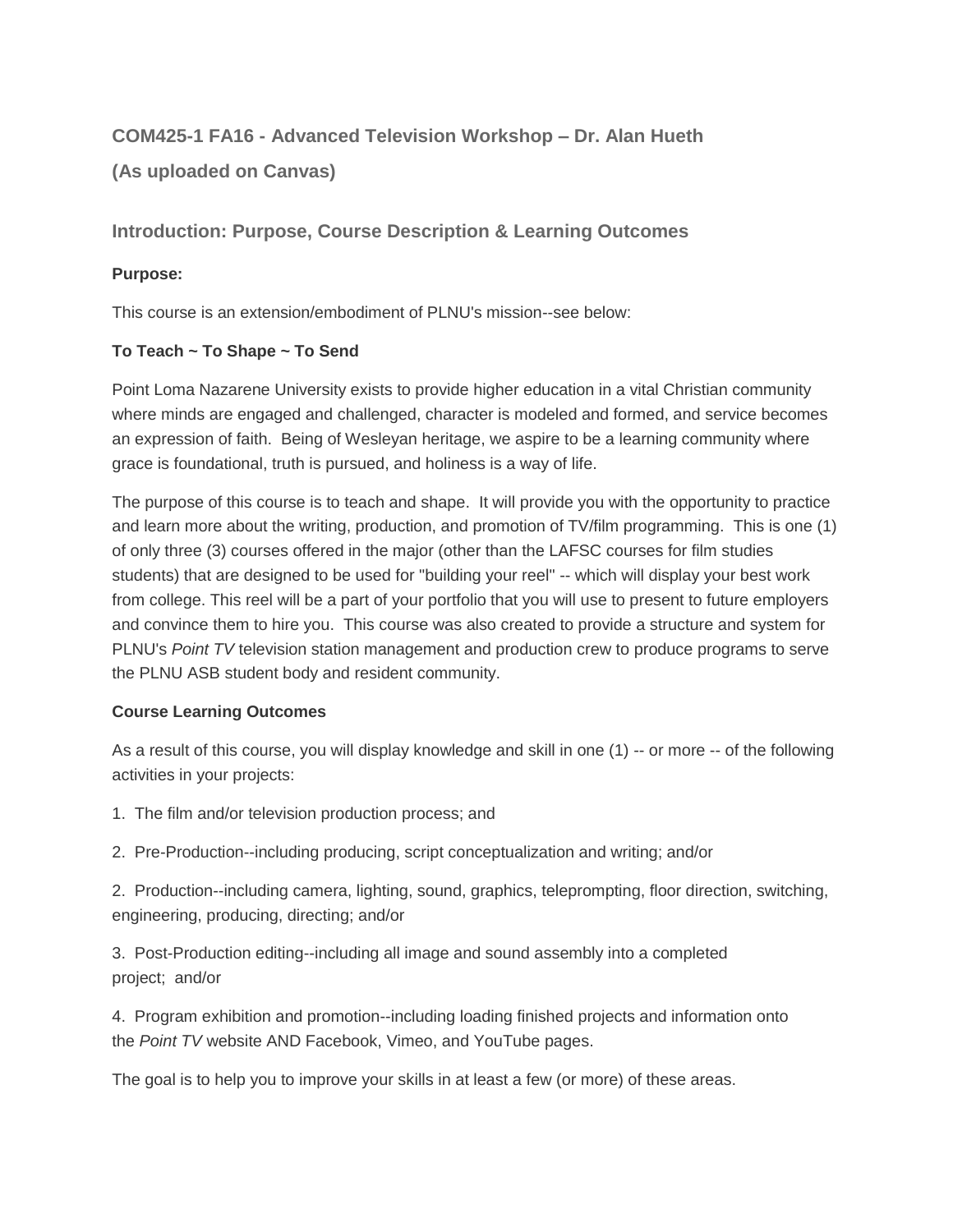## COM425-1 FA16 - Advanced Television Workshop – Dr. Alan Hueth

## (As uploaded on Canvas)

### Introduction: Purpose, Course Description & Learning Outcomes

**Purpose:**

This course is an extension/embodiment of PLNU's mission--see below:

**To Teach ~ To Shape ~ To Send**

Point Loma Nazarene University exists to provide higher education in a vital Christian community where minds are engaged and challenged, character is modeled and formed, and service becomes an expression of faith. Being of Wesleyan heritage, we aspire to be a learning community where grace is foundational, truth is pursued, and holiness is a way of life.

The purpose of this course is to teach and shape. It will provide you with the opportunity to practice and learn more about the writing, production, and promotion of TV/film programming. This is one (1) of only three (3) courses offered in the major (other than the LAFSC courses for film studies students) that are designed to be used for "building your reel" -- which will display your best work from college. This reel will be a part of your portfolio that you will use to present to future employers and convince them to hire you. This course was also created to provide a structure and system for PLNU's *Point TV* television station management and production crew to produce programs to serve the PLNU ASB student body and resident community.

**Course Learning Outcomes**

As a result of this course, you will display knowledge and skill in one (1) -- or more -- of the following activities in your projects:

1. The film and/or television production process; and

2. Pre-Production--including producing, script conceptualization and writing; and/or

2. Production--including camera, lighting, sound, graphics, teleprompting, floor direction, switching, engineering, producing, directing; and/or

3. Post-Production editing--including all image and sound assembly into a completed project; and/or

4. Program exhibition and promotion--including loading finished projects and information onto the *Point TV* website AND Facebook, Vimeo, and YouTube pages.

The goal is to help you to improve your skills in at least a few (or more) of these areas.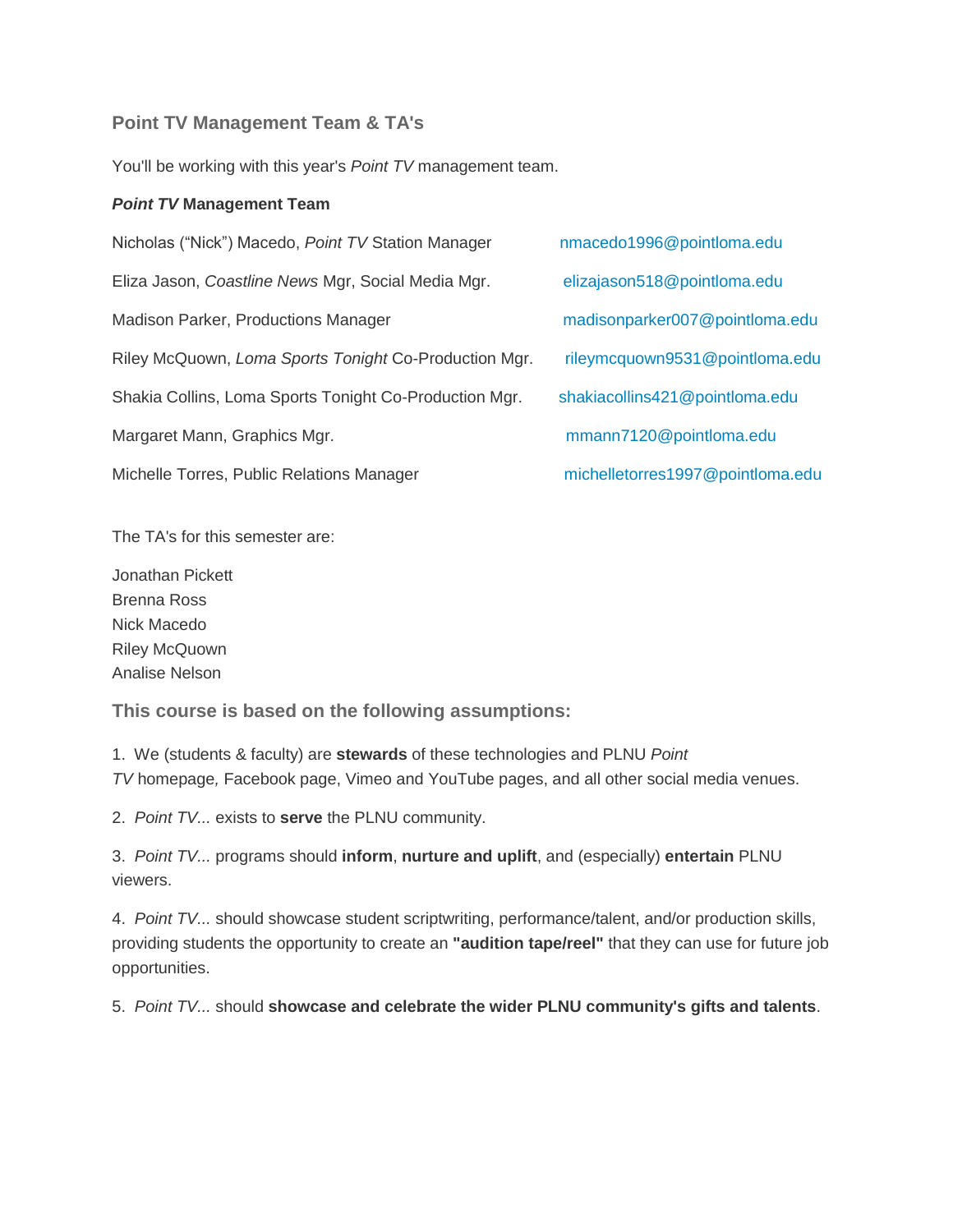## Point TV Management Team & TA's

You'll be working with this year's *Point TV* management team.

***Point TV* Management Team**

| | |
|---|---|
| Nicholas ("Nick") Macedo, *Point TV* Station Manager | nmacedo1996@pointloma.edu |
| Eliza Jason, *Coastline News* Mgr, Social Media Mgr. | elizajason518@pointloma.edu |
| Madison Parker, Productions Manager | madisonparker007@pointloma.edu |
| Riley McQuown, *Loma Sports Tonight* Co-Production Mgr. | rileymcquown9531@pointloma.edu |
| Shakia Collins, Loma Sports Tonight Co-Production Mgr. | shakiacollins421@pointloma.edu |
| Margaret Mann, Graphics Mgr. | mmann7120@pointloma.edu |
| Michelle Torres, Public Relations Manager | michelletorres1997@pointloma.edu |

The TA's for this semester are:

Jonathan Pickett
Brenna Ross
Nick Macedo
Riley McQuown
Analise Nelson

## This course is based on the following assumptions:

1. We (students & faculty) are **stewards** of these technologies and PLNU *Point TV* homepage*,* Facebook page, Vimeo and YouTube pages, and all other social media venues.

2. *Point TV...* exists to **serve** the PLNU community.

3. *Point TV...* programs should **inform**, **nurture and uplift**, and (especially) **entertain** PLNU viewers.

4. *Point TV...* should showcase student scriptwriting, performance/talent, and/or production skills, providing students the opportunity to create an **"audition tape/reel"** that they can use for future job opportunities.

5. *Point TV...* should **showcase and celebrate the wider PLNU community's gifts and talents**.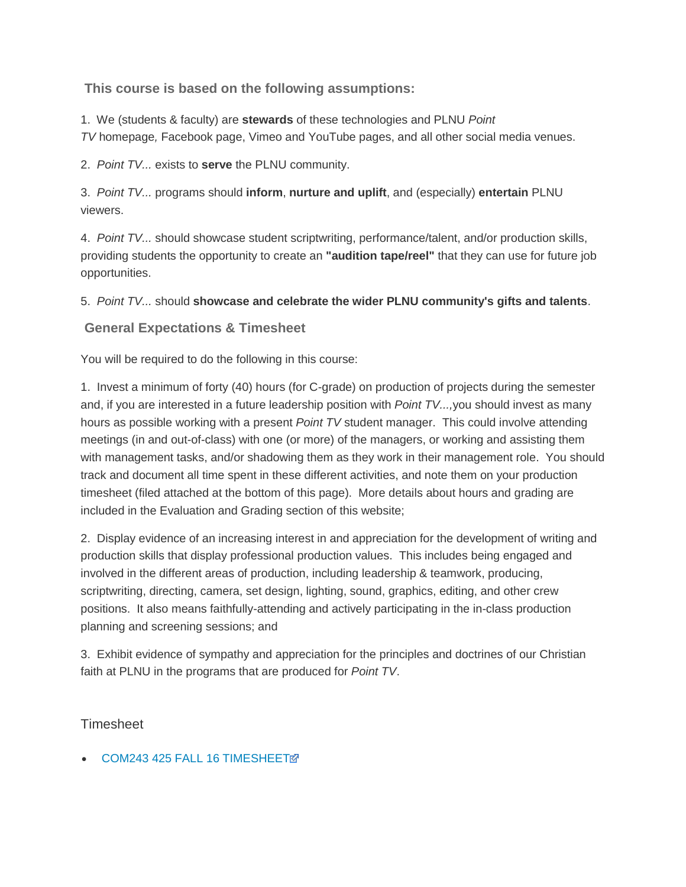### This course is based on the following assumptions:

1. We (students & faculty) are **stewards** of these technologies and PLNU *Point TV* homepage*,* Facebook page, Vimeo and YouTube pages, and all other social media venues.

2. *Point TV...* exists to **serve** the PLNU community.

3. *Point TV...* programs should **inform**, **nurture and uplift**, and (especially) **entertain** PLNU viewers.

4. *Point TV...* should showcase student scriptwriting, performance/talent, and/or production skills, providing students the opportunity to create an **"audition tape/reel"** that they can use for future job opportunities.

5. *Point TV...* should **showcase and celebrate the wider PLNU community's gifts and talents**.

### General Expectations & Timesheet

You will be required to do the following in this course:

1. Invest a minimum of forty (40) hours (for C-grade) on production of projects during the semester and, if you are interested in a future leadership position with *Point TV...,*you should invest as many hours as possible working with a present *Point TV* student manager. This could involve attending meetings (in and out-of-class) with one (or more) of the managers, or working and assisting them with management tasks, and/or shadowing them as they work in their management role. You should track and document all time spent in these different activities, and note them on your production timesheet (filed attached at the bottom of this page). More details about hours and grading are included in the Evaluation and Grading section of this website;

2. Display evidence of an increasing interest in and appreciation for the development of writing and production skills that display professional production values. This includes being engaged and involved in the different areas of production, including leadership & teamwork, producing, scriptwriting, directing, camera, set design, lighting, sound, graphics, editing, and other crew positions. It also means faithfully-attending and actively participating in the in-class production planning and screening sessions; and

3. Exhibit evidence of sympathy and appreciation for the principles and doctrines of our Christian faith at PLNU in the programs that are produced for *Point TV*.

Timesheet

- COM243 425 FALL 16 TIMESHEET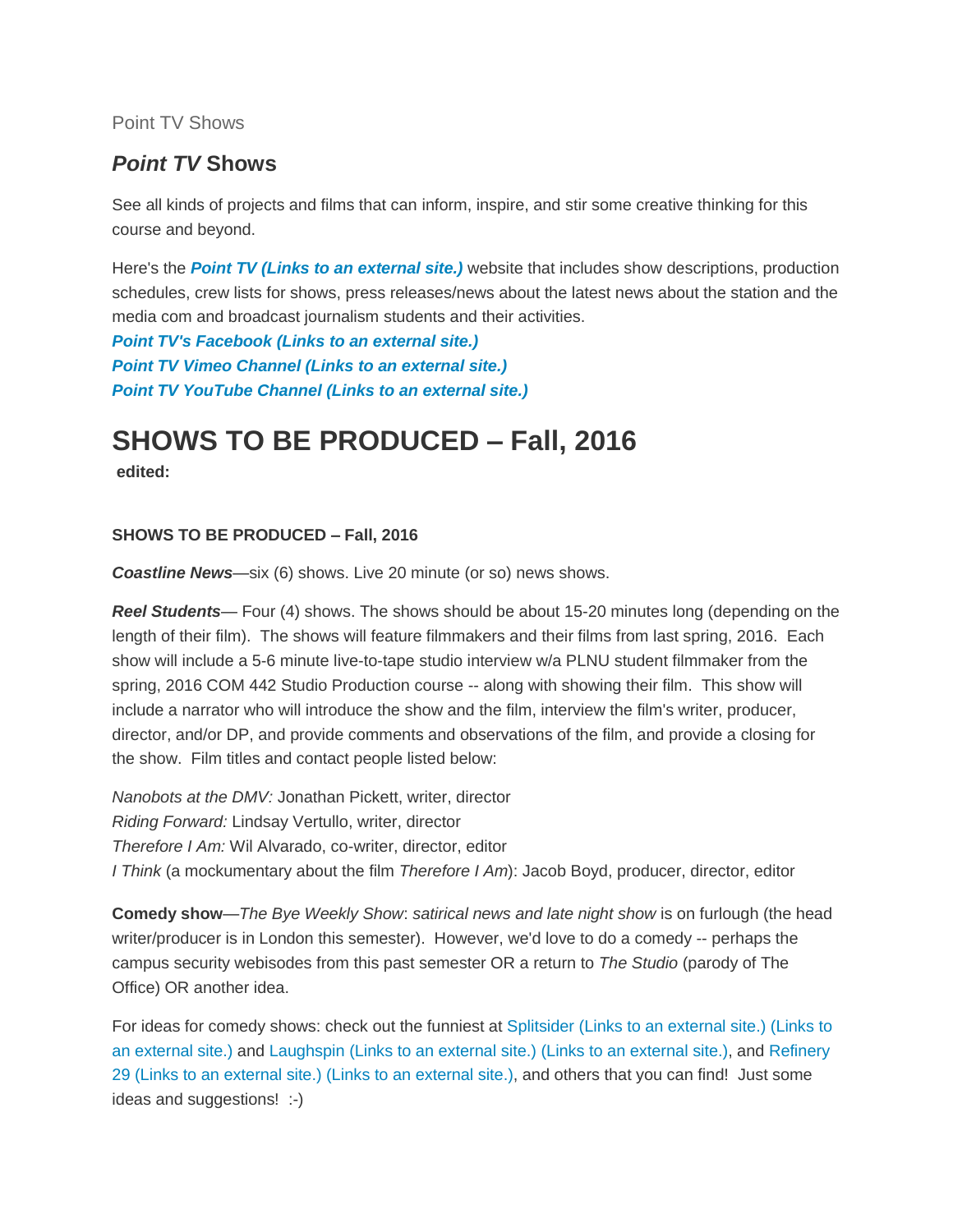Point TV Shows

## *Point TV* Shows

See all kinds of projects and films that can inform, inspire, and stir some creative thinking for this course and beyond.

Here's the ***Point TV (Links to an external site.)*** website that includes show descriptions, production schedules, crew lists for shows, press releases/news about the latest news about the station and the media com and broadcast journalism students and their activities.
***Point TV's Facebook (Links to an external site.)***
***Point TV Vimeo Channel (Links to an external site.)***
***Point TV YouTube Channel (Links to an external site.)***

# SHOWS TO BE PRODUCED – Fall, 2016

**edited:**

**SHOWS TO BE PRODUCED – Fall, 2016**

***Coastline News***—six (6) shows. Live 20 minute (or so) news shows.

***Reel Students***— Four (4) shows. The shows should be about 15-20 minutes long (depending on the length of their film). The shows will feature filmmakers and their films from last spring, 2016. Each show will include a 5-6 minute live-to-tape studio interview w/a PLNU student filmmaker from the spring, 2016 COM 442 Studio Production course -- along with showing their film. This show will include a narrator who will introduce the show and the film, interview the film's writer, producer, director, and/or DP, and provide comments and observations of the film, and provide a closing for the show. Film titles and contact people listed below:

*Nanobots at the DMV:* Jonathan Pickett, writer, director
*Riding Forward:* Lindsay Vertullo, writer, director
*Therefore I Am:* Wil Alvarado, co-writer, director, editor
*I Think* (a mockumentary about the film *Therefore I Am*): Jacob Boyd, producer, director, editor

**Comedy show**—*The Bye Weekly Show*: *satirical news and late night show* is on furlough (the head writer/producer is in London this semester). However, we'd love to do a comedy -- perhaps the campus security webisodes from this past semester OR a return to *The Studio* (parody of The Office) OR another idea.

For ideas for comedy shows: check out the funniest at Splitsider (Links to an external site.) (Links to an external site.) and Laughspin (Links to an external site.) (Links to an external site.), and Refinery 29 (Links to an external site.) (Links to an external site.), and others that you can find! Just some ideas and suggestions! :-)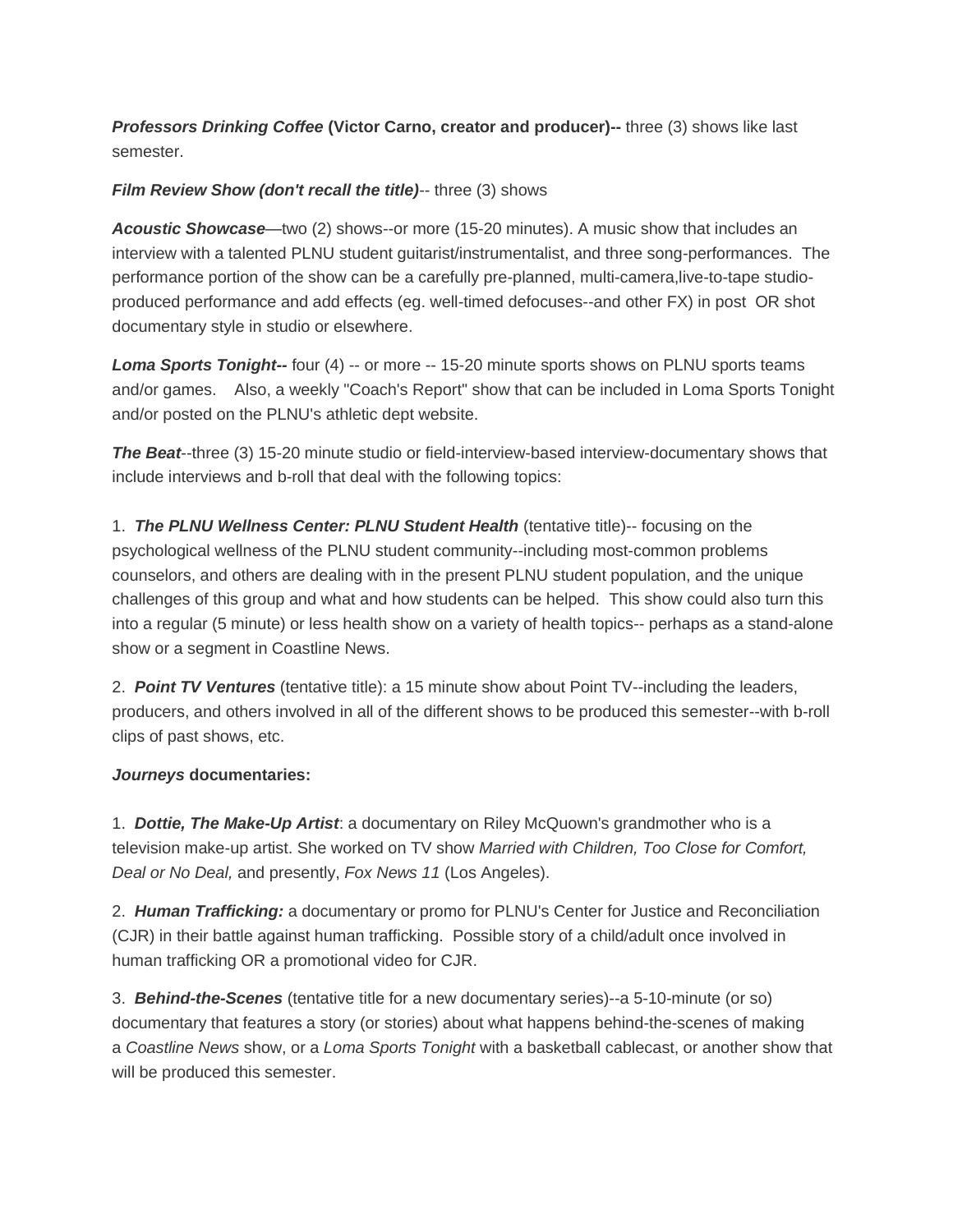***Professors Drinking Coffee* (Victor Carno, creator and producer)--** three (3) shows like last semester.

***Film Review Show (don't recall the title)***-- three (3) shows

***Acoustic Showcase***—two (2) shows--or more (15-20 minutes). A music show that includes an interview with a talented PLNU student guitarist/instrumentalist, and three song-performances.  The performance portion of the show can be a carefully pre-planned, multi-camera,live-to-tape studio-produced performance and add effects (eg. well-timed defocuses--and other FX) in post  OR shot documentary style in studio or elsewhere.

***Loma Sports Tonight--*** four (4) -- or more -- 15-20 minute sports shows on PLNU sports teams and/or games.    Also, a weekly "Coach's Report" show that can be included in Loma Sports Tonight and/or posted on the PLNU's athletic dept website.

***The Beat***--three (3) 15-20 minute studio or field-interview-based interview-documentary shows that include interviews and b-roll that deal with the following topics:

1. ***The PLNU Wellness Center: PLNU Student Health*** (tentative title)-- focusing on the psychological wellness of the PLNU student community--including most-common problems counselors, and others are dealing with in the present PLNU student population, and the unique challenges of this group and what and how students can be helped.  This show could also turn this into a regular (5 minute) or less health show on a variety of health topics-- perhaps as a stand-alone show or a segment in Coastline News.

2. ***Point TV Ventures*** (tentative title): a 15 minute show about Point TV--including the leaders, producers, and others involved in all of the different shows to be produced this semester--with b-roll clips of past shows, etc.

***Journeys* documentaries:**

1. ***Dottie, The Make-Up Artist***: a documentary on Riley McQuown's grandmother who is a television make-up artist. She worked on TV show *Married with Children, Too Close for Comfort, Deal or No Deal,* and presently, *Fox News 11* (Los Angeles).

2. ***Human Trafficking:*** a documentary or promo for PLNU's Center for Justice and Reconciliation (CJR) in their battle against human trafficking.  Possible story of a child/adult once involved in human trafficking OR a promotional video for CJR.

3. ***Behind-the-Scenes*** (tentative title for a new documentary series)--a 5-10-minute (or so) documentary that features a story (or stories) about what happens behind-the-scenes of making a *Coastline News* show, or a *Loma Sports Tonight* with a basketball cablecast, or another show that will be produced this semester.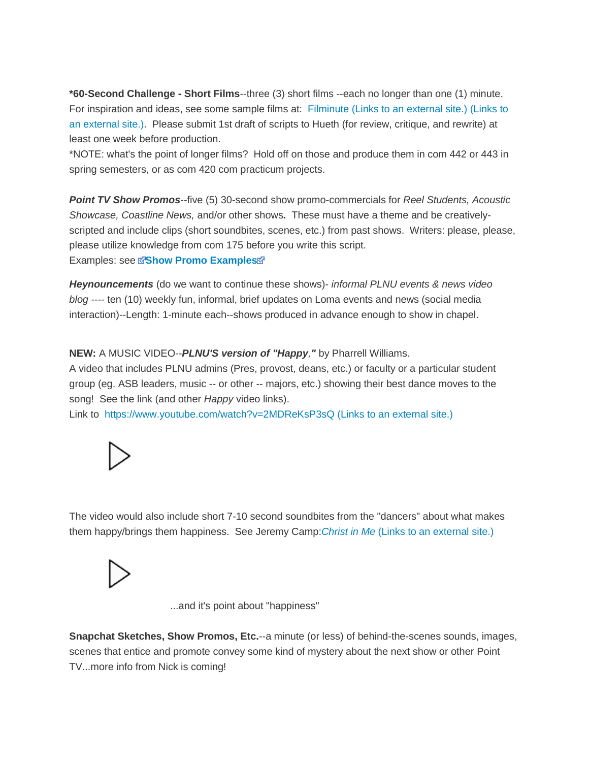***60-Second Challenge - Short Films**--three (3) short films --each no longer than one (1) minute. For inspiration and ideas, see some sample films at: Filminute (Links to an external site.) (Links to an external site.). Please submit 1st draft of scripts to Hueth (for review, critique, and rewrite) at least one week before production.
*NOTE: what's the point of longer films? Hold off on those and produce them in com 442 or 443 in spring semesters, or as com 420 com practicum projects.

***Point TV Show Promos***--five (5) 30-second show promo-commercials for *Reel Students, Acoustic Showcase, Coastline News,* and/or other shows**.** These must have a theme and be creatively-scripted and include clips (short soundbites, scenes, etc.) from past shows. Writers: please, please, please utilize knowledge from com 175 before you write this script.
Examples: see **Show Promo Examples**

***Heynouncements*** (do we want to continue these shows)- *informal PLNU events & news video blog* ---- ten (10) weekly fun, informal, brief updates on Loma events and news (social media interaction)--Length: 1-minute each--shows produced in advance enough to show in chapel.

**NEW:** A MUSIC VIDEO--***PLNU'S version of "Happy,"*** by Pharrell Williams.
A video that includes PLNU admins (Pres, provost, deans, etc.) or faculty or a particular student group (eg. ASB leaders, music -- or other -- majors, etc.) showing their best dance moves to the song! See the link (and other *Happy* video links).
Link to https://www.youtube.com/watch?v=2MDReKsP3sQ (Links to an external site.)

The video would also include short 7-10 second soundbites from the "dancers" about what makes them happy/brings them happiness. See Jeremy Camp:*Christ in Me* (Links to an external site.)

...and it's point about "happiness"

**Snapchat Sketches, Show Promos, Etc.**--a minute (or less) of behind-the-scenes sounds, images, scenes that entice and promote convey some kind of mystery about the next show or other Point TV...more info from Nick is coming!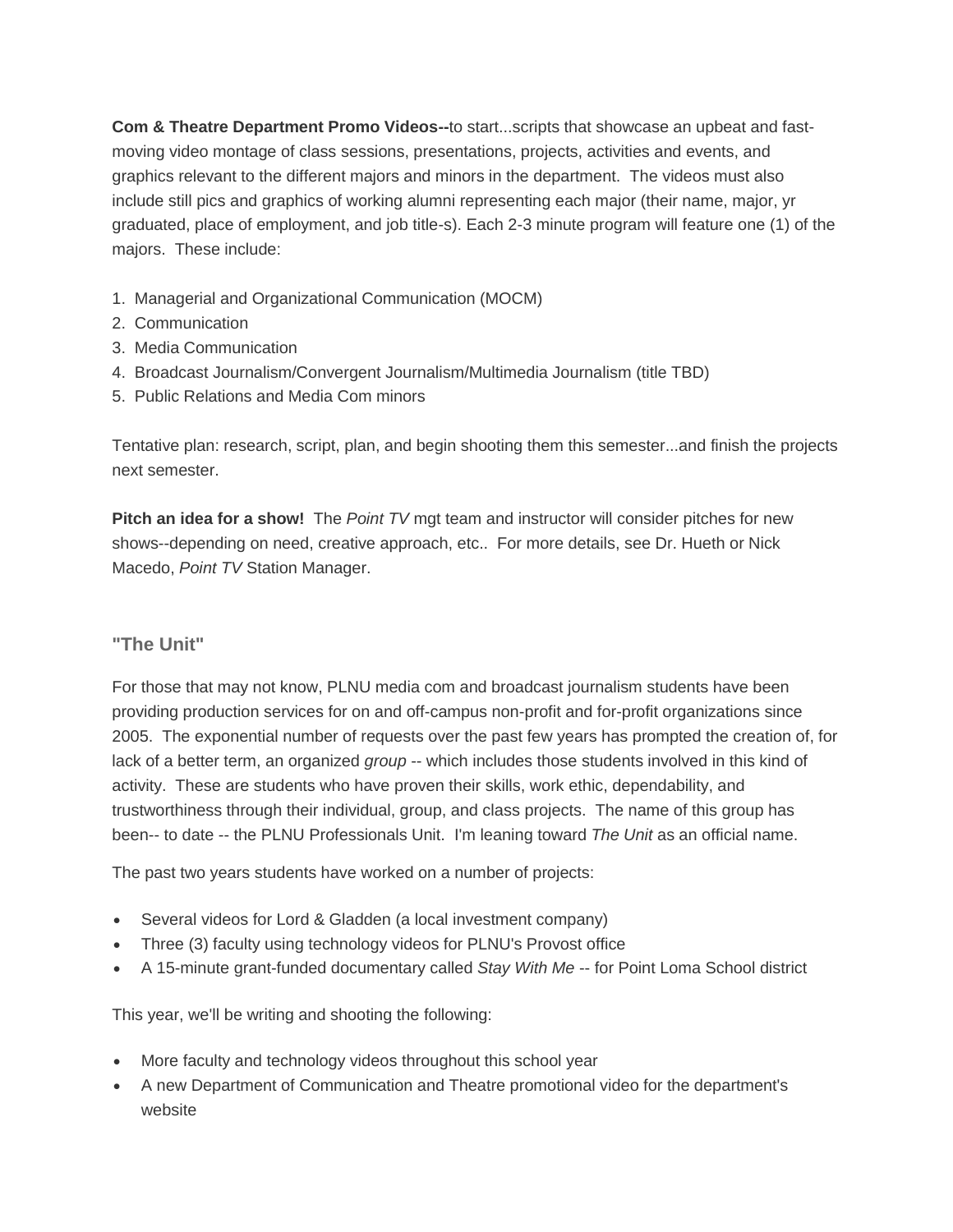**Com & Theatre Department Promo Videos--**to start...scripts that showcase an upbeat and fast-moving video montage of class sessions, presentations, projects, activities and events, and graphics relevant to the different majors and minors in the department.  The videos must also include still pics and graphics of working alumni representing each major (their name, major, yr graduated, place of employment, and job title-s). Each 2-3 minute program will feature one (1) of the majors.  These include:

1. Managerial and Organizational Communication (MOCM)
2. Communication
3. Media Communication
4. Broadcast Journalism/Convergent Journalism/Multimedia Journalism (title TBD)
5. Public Relations and Media Com minors

Tentative plan: research, script, plan, and begin shooting them this semester...and finish the projects next semester.

**Pitch an idea for a show!** The *Point TV* mgt team and instructor will consider pitches for new shows--depending on need, creative approach, etc..  For more details, see Dr. Hueth or Nick Macedo, *Point TV* Station Manager.

### "The Unit"

For those that may not know, PLNU media com and broadcast journalism students have been providing production services for on and off-campus non-profit and for-profit organizations since 2005.  The exponential number of requests over the past few years has prompted the creation of, for lack of a better term, an organized *group* -- which includes those students involved in this kind of activity.  These are students who have proven their skills, work ethic, dependability, and trustworthiness through their individual, group, and class projects.  The name of this group has been-- to date -- the PLNU Professionals Unit.  I'm leaning toward *The Unit* as an official name.

The past two years students have worked on a number of projects:

- Several videos for Lord & Gladden (a local investment company)
- Three (3) faculty using technology videos for PLNU's Provost office
- A 15-minute grant-funded documentary called *Stay With Me* -- for Point Loma School district

This year, we'll be writing and shooting the following:

- More faculty and technology videos throughout this school year
- A new Department of Communication and Theatre promotional video for the department's website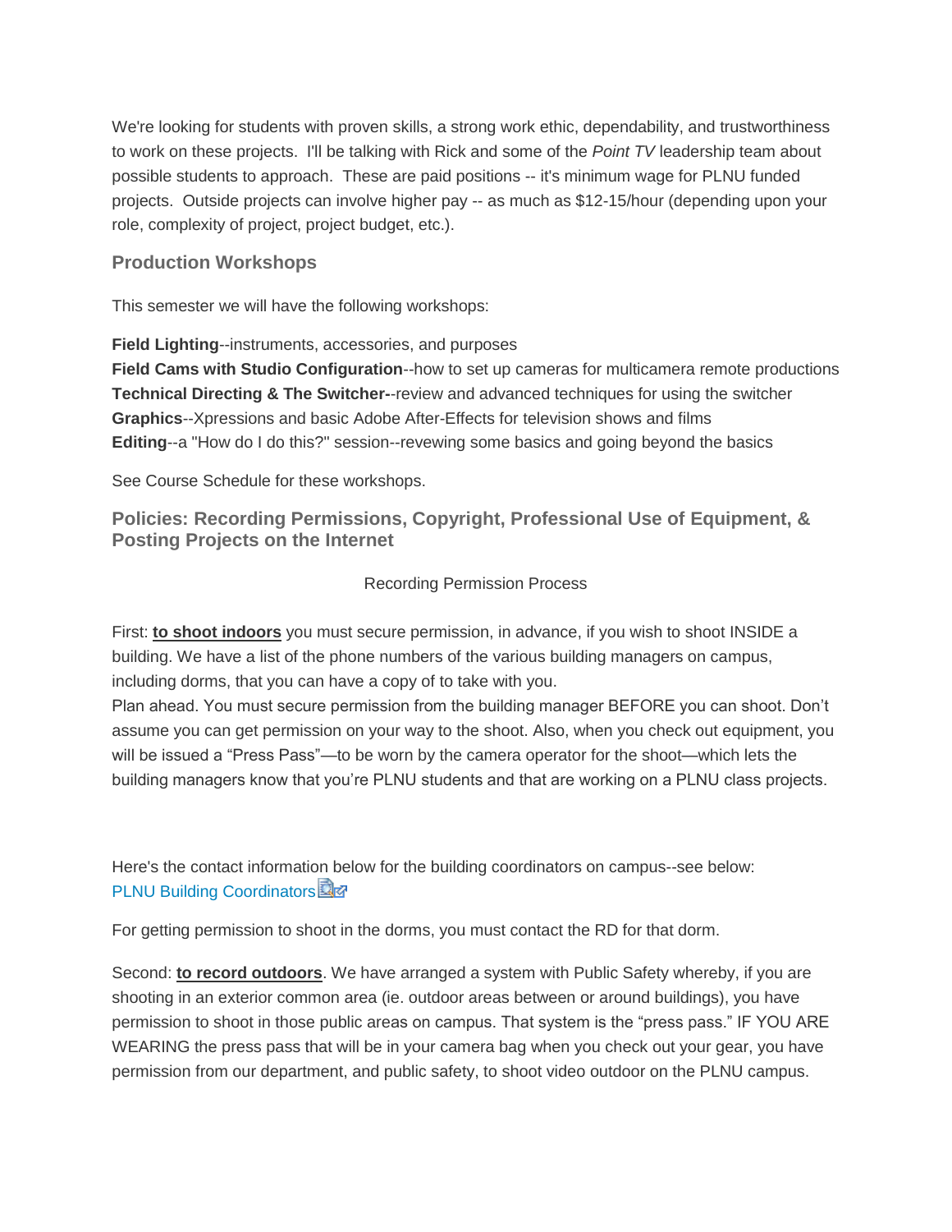We're looking for students with proven skills, a strong work ethic, dependability, and trustworthiness to work on these projects. I'll be talking with Rick and some of the *Point TV* leadership team about possible students to approach. These are paid positions -- it's minimum wage for PLNU funded projects. Outside projects can involve higher pay -- as much as $12-15/hour (depending upon your role, complexity of project, project budget, etc.).

### Production Workshops

This semester we will have the following workshops:

**Field Lighting**--instruments, accessories, and purposes
**Field Cams with Studio Configuration**--how to set up cameras for multicamera remote productions
**Technical Directing & The Switcher-**-review and advanced techniques for using the switcher
**Graphics**--Xpressions and basic Adobe After-Effects for television shows and films
**Editing**--a "How do I do this?" session--revewing some basics and going beyond the basics

See Course Schedule for these workshops.

### Policies: Recording Permissions, Copyright, Professional Use of Equipment, & Posting Projects on the Internet

Recording Permission Process

First: **to shoot indoors** you must secure permission, in advance, if you wish to shoot INSIDE a building. We have a list of the phone numbers of the various building managers on campus, including dorms, that you can have a copy of to take with you.
Plan ahead. You must secure permission from the building manager BEFORE you can shoot. Don't assume you can get permission on your way to the shoot. Also, when you check out equipment, you will be issued a "Press Pass"—to be worn by the camera operator for the shoot—which lets the building managers know that you're PLNU students and that are working on a PLNU class projects.

Here's the contact information below for the building coordinators on campus--see below:
PLNU Building Coordinators

For getting permission to shoot in the dorms, you must contact the RD for that dorm.

Second: **to record outdoors**. We have arranged a system with Public Safety whereby, if you are shooting in an exterior common area (ie. outdoor areas between or around buildings), you have permission to shoot in those public areas on campus. That system is the "press pass." IF YOU ARE WEARING the press pass that will be in your camera bag when you check out your gear, you have permission from our department, and public safety, to shoot video outdoor on the PLNU campus.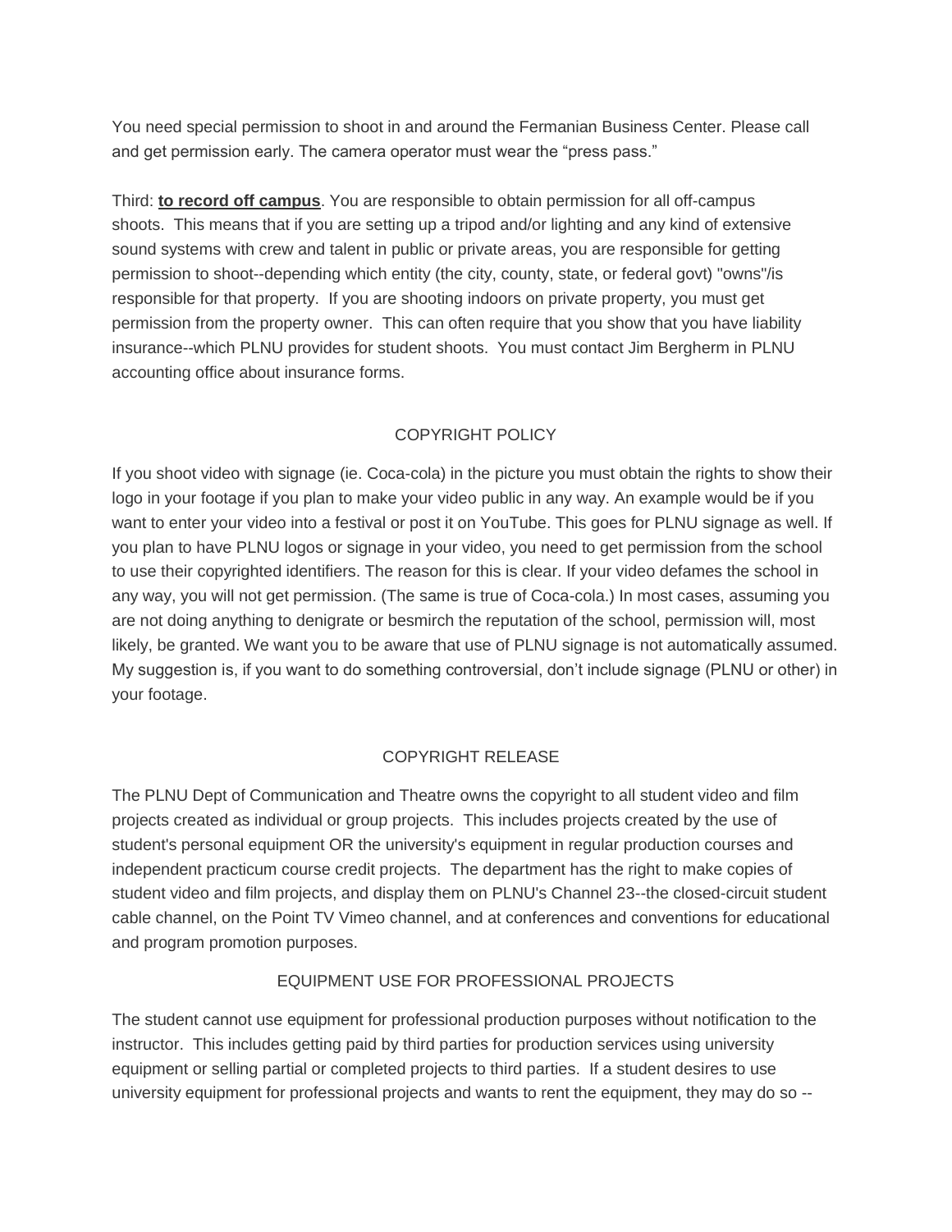You need special permission to shoot in and around the Fermanian Business Center. Please call and get permission early. The camera operator must wear the "press pass."

Third: **to record off campus**. You are responsible to obtain permission for all off-campus shoots. This means that if you are setting up a tripod and/or lighting and any kind of extensive sound systems with crew and talent in public or private areas, you are responsible for getting permission to shoot--depending which entity (the city, county, state, or federal govt) "owns"/is responsible for that property. If you are shooting indoors on private property, you must get permission from the property owner. This can often require that you show that you have liability insurance--which PLNU provides for student shoots. You must contact Jim Bergherm in PLNU accounting office about insurance forms.

## COPYRIGHT POLICY

If you shoot video with signage (ie. Coca-cola) in the picture you must obtain the rights to show their logo in your footage if you plan to make your video public in any way. An example would be if you want to enter your video into a festival or post it on YouTube. This goes for PLNU signage as well. If you plan to have PLNU logos or signage in your video, you need to get permission from the school to use their copyrighted identifiers. The reason for this is clear. If your video defames the school in any way, you will not get permission. (The same is true of Coca-cola.) In most cases, assuming you are not doing anything to denigrate or besmirch the reputation of the school, permission will, most likely, be granted. We want you to be aware that use of PLNU signage is not automatically assumed. My suggestion is, if you want to do something controversial, don't include signage (PLNU or other) in your footage.

## COPYRIGHT RELEASE

The PLNU Dept of Communication and Theatre owns the copyright to all student video and film projects created as individual or group projects. This includes projects created by the use of student's personal equipment OR the university's equipment in regular production courses and independent practicum course credit projects. The department has the right to make copies of student video and film projects, and display them on PLNU's Channel 23--the closed-circuit student cable channel, on the Point TV Vimeo channel, and at conferences and conventions for educational and program promotion purposes.

## EQUIPMENT USE FOR PROFESSIONAL PROJECTS

The student cannot use equipment for professional production purposes without notification to the instructor. This includes getting paid by third parties for production services using university equipment or selling partial or completed projects to third parties. If a student desires to use university equipment for professional projects and wants to rent the equipment, they may do so --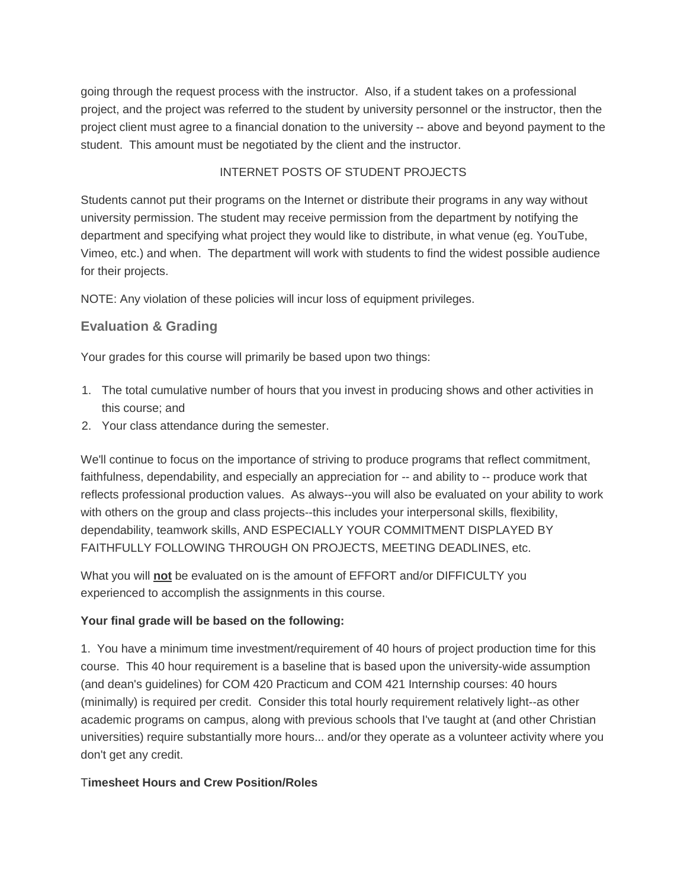going through the request process with the instructor. Also, if a student takes on a professional project, and the project was referred to the student by university personnel or the instructor, then the project client must agree to a financial donation to the university -- above and beyond payment to the student. This amount must be negotiated by the client and the instructor.

INTERNET POSTS OF STUDENT PROJECTS

Students cannot put their programs on the Internet or distribute their programs in any way without university permission. The student may receive permission from the department by notifying the department and specifying what project they would like to distribute, in what venue (eg. YouTube, Vimeo, etc.) and when. The department will work with students to find the widest possible audience for their projects.

NOTE: Any violation of these policies will incur loss of equipment privileges.

### Evaluation & Grading

Your grades for this course will primarily be based upon two things:

1. The total cumulative number of hours that you invest in producing shows and other activities in this course; and
2. Your class attendance during the semester.

We'll continue to focus on the importance of striving to produce programs that reflect commitment, faithfulness, dependability, and especially an appreciation for -- and ability to -- produce work that reflects professional production values. As always--you will also be evaluated on your ability to work with others on the group and class projects--this includes your interpersonal skills, flexibility, dependability, teamwork skills, AND ESPECIALLY YOUR COMMITMENT DISPLAYED BY FAITHFULLY FOLLOWING THROUGH ON PROJECTS, MEETING DEADLINES, etc.

What you will **not** be evaluated on is the amount of EFFORT and/or DIFFICULTY you experienced to accomplish the assignments in this course.

**Your final grade will be based on the following:**

1. You have a minimum time investment/requirement of 40 hours of project production time for this course. This 40 hour requirement is a baseline that is based upon the university-wide assumption (and dean's guidelines) for COM 420 Practicum and COM 421 Internship courses: 40 hours (minimally) is required per credit. Consider this total hourly requirement relatively light--as other academic programs on campus, along with previous schools that I've taught at (and other Christian universities) require substantially more hours... and/or they operate as a volunteer activity where you don't get any credit.

**Timesheet Hours and Crew Position/Roles**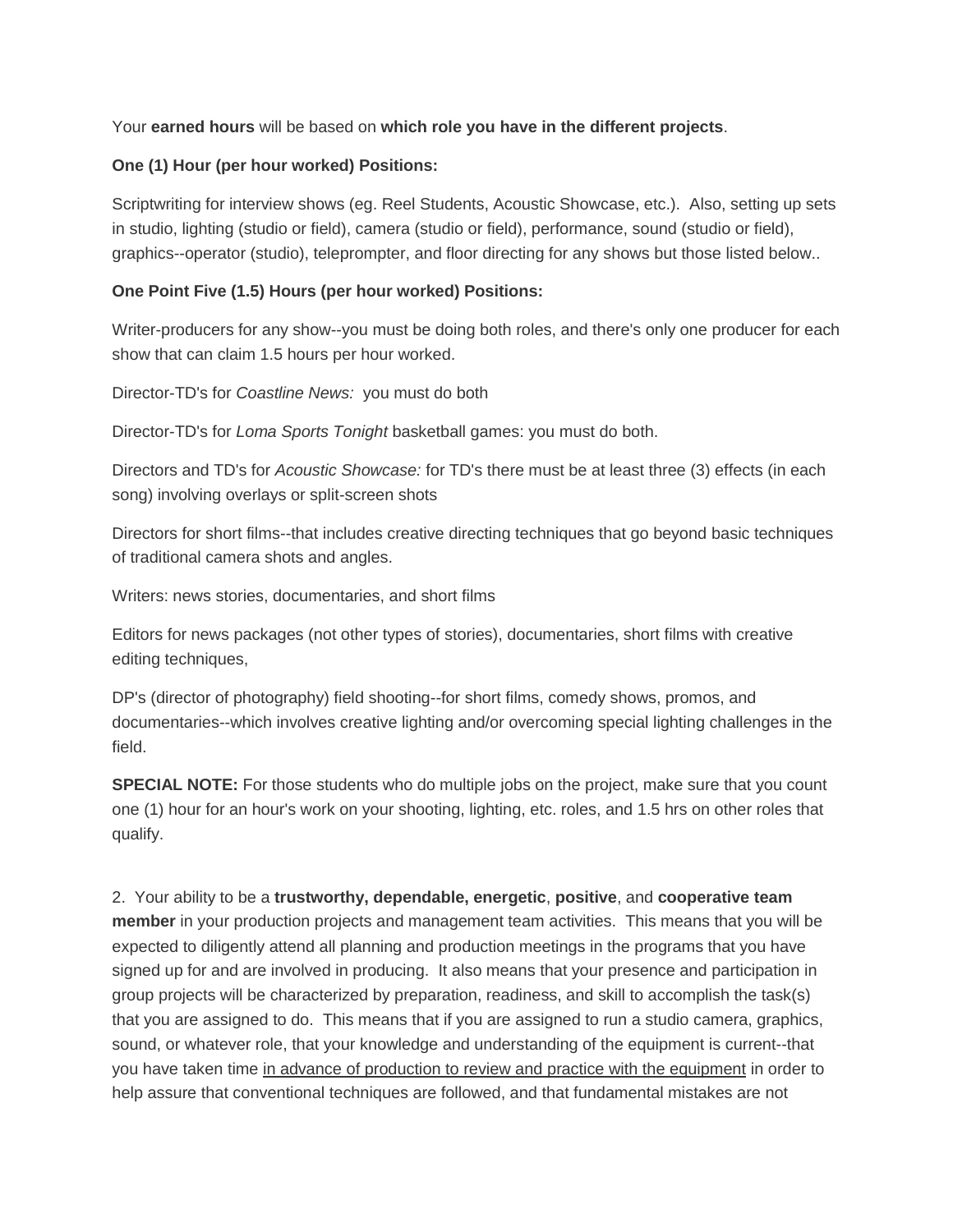Your **earned hours** will be based on **which role you have in the different projects**.

**One (1) Hour (per hour worked) Positions:**

Scriptwriting for interview shows (eg. Reel Students, Acoustic Showcase, etc.). Also, setting up sets in studio, lighting (studio or field), camera (studio or field), performance, sound (studio or field), graphics--operator (studio), teleprompter, and floor directing for any shows but those listed below..

**One Point Five (1.5) Hours (per hour worked) Positions:**

Writer-producers for any show--you must be doing both roles, and there's only one producer for each show that can claim 1.5 hours per hour worked.

Director-TD's for *Coastline News:* you must do both

Director-TD's for *Loma Sports Tonight* basketball games: you must do both.

Directors and TD's for *Acoustic Showcase:* for TD's there must be at least three (3) effects (in each song) involving overlays or split-screen shots

Directors for short films--that includes creative directing techniques that go beyond basic techniques of traditional camera shots and angles.

Writers: news stories, documentaries, and short films

Editors for news packages (not other types of stories), documentaries, short films with creative editing techniques,

DP's (director of photography) field shooting--for short films, comedy shows, promos, and documentaries--which involves creative lighting and/or overcoming special lighting challenges in the field.

**SPECIAL NOTE:** For those students who do multiple jobs on the project, make sure that you count one (1) hour for an hour's work on your shooting, lighting, etc. roles, and 1.5 hrs on other roles that qualify.

2. Your ability to be a **trustworthy, dependable, energetic**, **positive**, and **cooperative team member** in your production projects and management team activities. This means that you will be expected to diligently attend all planning and production meetings in the programs that you have signed up for and are involved in producing. It also means that your presence and participation in group projects will be characterized by preparation, readiness, and skill to accomplish the task(s) that you are assigned to do. This means that if you are assigned to run a studio camera, graphics, sound, or whatever role, that your knowledge and understanding of the equipment is current--that you have taken time <u>in advance of production to review and practice with the equipment</u> in order to help assure that conventional techniques are followed, and that fundamental mistakes are not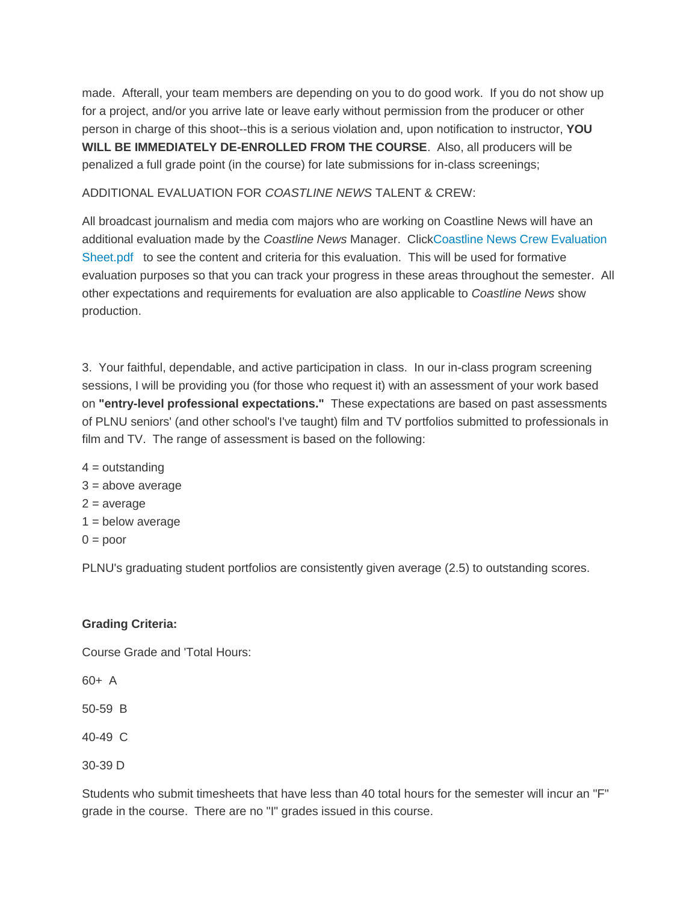made. Afterall, your team members are depending on you to do good work. If you do not show up for a project, and/or you arrive late or leave early without permission from the producer or other person in charge of this shoot--this is a serious violation and, upon notification to instructor, **YOU WILL BE IMMEDIATELY DE-ENROLLED FROM THE COURSE**. Also, all producers will be penalized a full grade point (in the course) for late submissions for in-class screenings;

ADDITIONAL EVALUATION FOR *COASTLINE NEWS* TALENT & CREW:

All broadcast journalism and media com majors who are working on Coastline News will have an additional evaluation made by the *Coastline News* Manager. ClickCoastline News Crew Evaluation Sheet.pdf to see the content and criteria for this evaluation. This will be used for formative evaluation purposes so that you can track your progress in these areas throughout the semester. All other expectations and requirements for evaluation are also applicable to *Coastline News* show production.

3. Your faithful, dependable, and active participation in class. In our in-class program screening sessions, I will be providing you (for those who request it) with an assessment of your work based on **"entry-level professional expectations."** These expectations are based on past assessments of PLNU seniors' (and other school's I've taught) film and TV portfolios submitted to professionals in film and TV. The range of assessment is based on the following:

4 = outstanding  
3 = above average  
2 = average  
1 = below average  
0 = poor

PLNU's graduating student portfolios are consistently given average (2.5) to outstanding scores.

**Grading Criteria:**

Course Grade and 'Total Hours:

60+ A

50-59 B

40-49 C

30-39 D

Students who submit timesheets that have less than 40 total hours for the semester will incur an "F" grade in the course. There are no "I" grades issued in this course.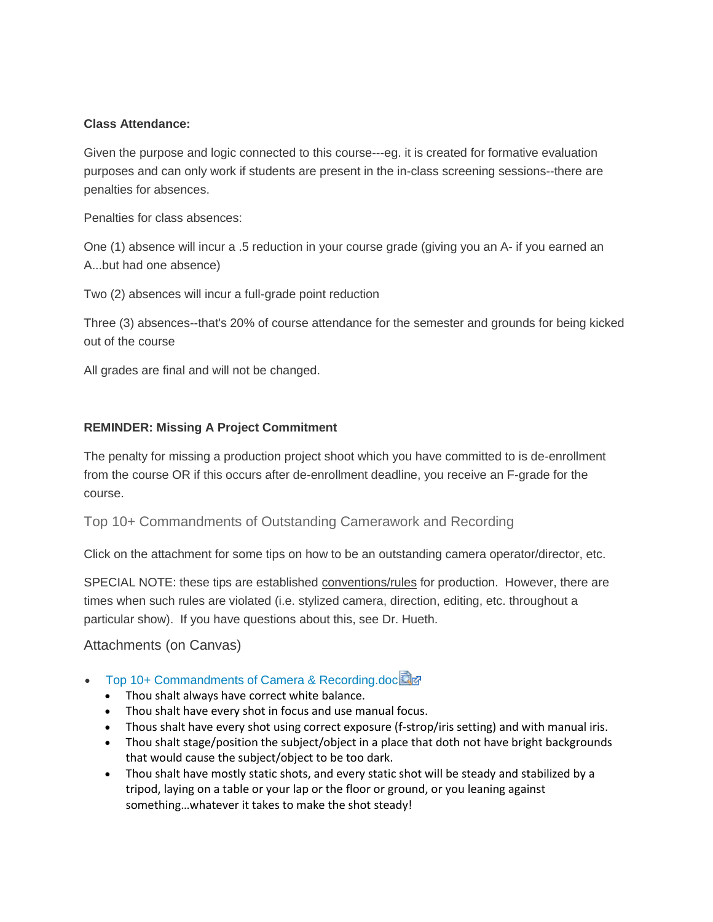**Class Attendance:**

Given the purpose and logic connected to this course---eg. it is created for formative evaluation purposes and can only work if students are present in the in-class screening sessions--there are penalties for absences.

Penalties for class absences:

One (1) absence will incur a .5 reduction in your course grade (giving you an A- if you earned an A...but had one absence)

Two (2) absences will incur a full-grade point reduction

Three (3) absences--that's 20% of course attendance for the semester and grounds for being kicked out of the course

All grades are final and will not be changed.

**REMINDER: Missing A Project Commitment**

The penalty for missing a production project shoot which you have committed to is de-enrollment from the course OR if this occurs after de-enrollment deadline, you receive an F-grade for the course.

## Top 10+ Commandments of Outstanding Camerawork and Recording

Click on the attachment for some tips on how to be an outstanding camera operator/director, etc.

SPECIAL NOTE: these tips are established conventions/rules for production. However, there are times when such rules are violated (i.e. stylized camera, direction, editing, etc. throughout a particular show). If you have questions about this, see Dr. Hueth.

### Attachments (on Canvas)

- Top 10+ Commandments of Camera & Recording.doc
  - Thou shalt always have correct white balance.
  - Thou shalt have every shot in focus and use manual focus.
  - Thous shalt have every shot using correct exposure (f-strop/iris setting) and with manual iris.
  - Thou shalt stage/position the subject/object in a place that doth not have bright backgrounds that would cause the subject/object to be too dark.
  - Thou shalt have mostly static shots, and every static shot will be steady and stabilized by a tripod, laying on a table or your lap or the floor or ground, or you leaning against something…whatever it takes to make the shot steady!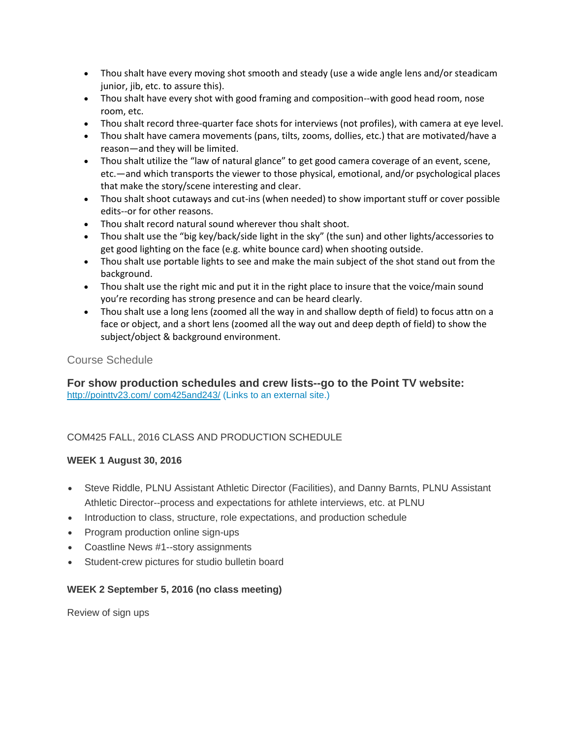- Thou shalt have every moving shot smooth and steady (use a wide angle lens and/or steadicam junior, jib, etc. to assure this).
- Thou shalt have every shot with good framing and composition--with good head room, nose room, etc.
- Thou shalt record three-quarter face shots for interviews (not profiles), with camera at eye level.
- Thou shalt have camera movements (pans, tilts, zooms, dollies, etc.) that are motivated/have a reason—and they will be limited.
- Thou shalt utilize the "law of natural glance" to get good camera coverage of an event, scene, etc.—and which transports the viewer to those physical, emotional, and/or psychological places that make the story/scene interesting and clear.
- Thou shalt shoot cutaways and cut-ins (when needed) to show important stuff or cover possible edits--or for other reasons.
- Thou shalt record natural sound wherever thou shalt shoot.
- Thou shalt use the "big key/back/side light in the sky" (the sun) and other lights/accessories to get good lighting on the face (e.g. white bounce card) when shooting outside.
- Thou shalt use portable lights to see and make the main subject of the shot stand out from the background.
- Thou shalt use the right mic and put it in the right place to insure that the voice/main sound you're recording has strong presence and can be heard clearly.
- Thou shalt use a long lens (zoomed all the way in and shallow depth of field) to focus attn on a face or object, and a short lens (zoomed all the way out and deep depth of field) to show the subject/object & background environment.

## Course Schedule

### For show production schedules and crew lists--go to the Point TV website:

http://pointtv23.com/ com425and243/ (Links to an external site.)

COM425 FALL, 2016 CLASS AND PRODUCTION SCHEDULE

**WEEK 1 August 30, 2016**

- Steve Riddle, PLNU Assistant Athletic Director (Facilities), and Danny Barnts, PLNU Assistant Athletic Director--process and expectations for athlete interviews, etc. at PLNU
- Introduction to class, structure, role expectations, and production schedule
- Program production online sign-ups
- Coastline News #1--story assignments
- Student-crew pictures for studio bulletin board

**WEEK 2 September 5, 2016 (no class meeting)**

Review of sign ups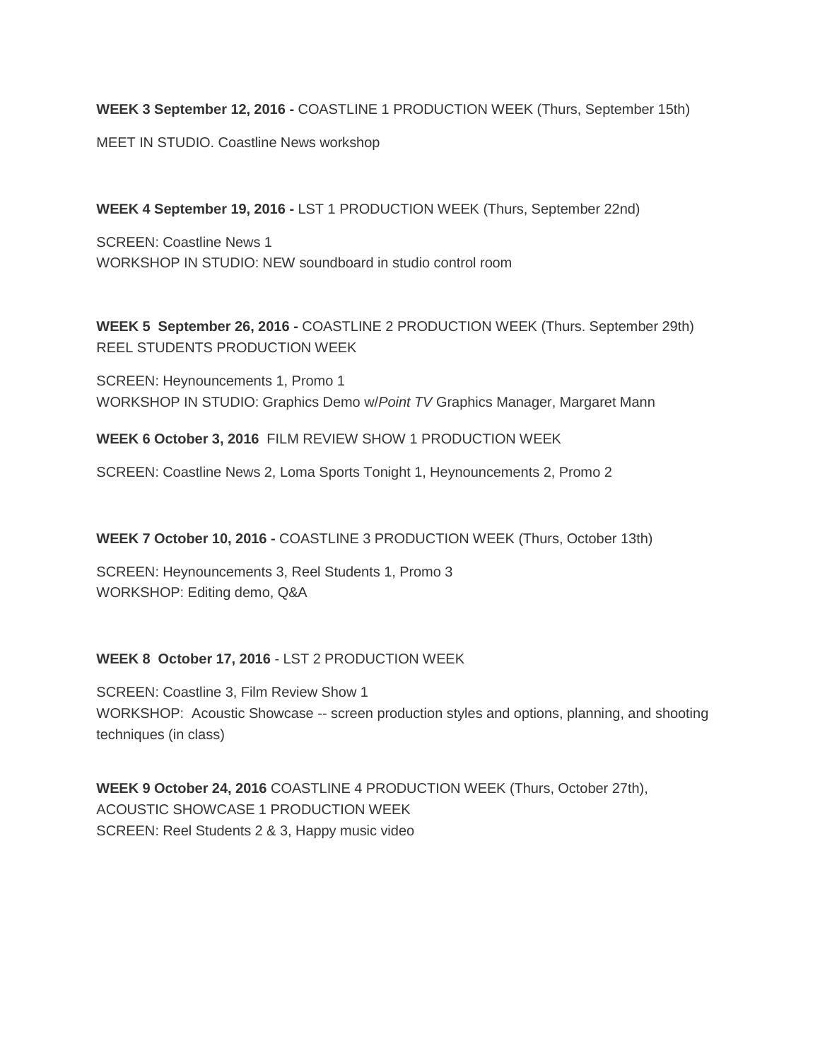**WEEK 3 September 12, 2016 -** COASTLINE 1 PRODUCTION WEEK (Thurs, September 15th)

MEET IN STUDIO. Coastline News workshop

**WEEK 4 September 19, 2016 -** LST 1 PRODUCTION WEEK (Thurs, September 22nd)

SCREEN: Coastline News 1
WORKSHOP IN STUDIO: NEW soundboard in studio control room

**WEEK 5 September 26, 2016 -** COASTLINE 2 PRODUCTION WEEK (Thurs. September 29th)
REEL STUDENTS PRODUCTION WEEK

SCREEN: Heynouncements 1, Promo 1
WORKSHOP IN STUDIO: Graphics Demo w/*Point TV* Graphics Manager, Margaret Mann

**WEEK 6 October 3, 2016** FILM REVIEW SHOW 1 PRODUCTION WEEK

SCREEN: Coastline News 2, Loma Sports Tonight 1, Heynouncements 2, Promo 2

**WEEK 7 October 10, 2016 -** COASTLINE 3 PRODUCTION WEEK (Thurs, October 13th)

SCREEN: Heynouncements 3, Reel Students 1, Promo 3
WORKSHOP: Editing demo, Q&A

**WEEK 8 October 17, 2016** - LST 2 PRODUCTION WEEK

SCREEN: Coastline 3, Film Review Show 1
WORKSHOP: Acoustic Showcase -- screen production styles and options, planning, and shooting techniques (in class)

**WEEK 9 October 24, 2016** COASTLINE 4 PRODUCTION WEEK (Thurs, October 27th),
ACOUSTIC SHOWCASE 1 PRODUCTION WEEK
SCREEN: Reel Students 2 & 3, Happy music video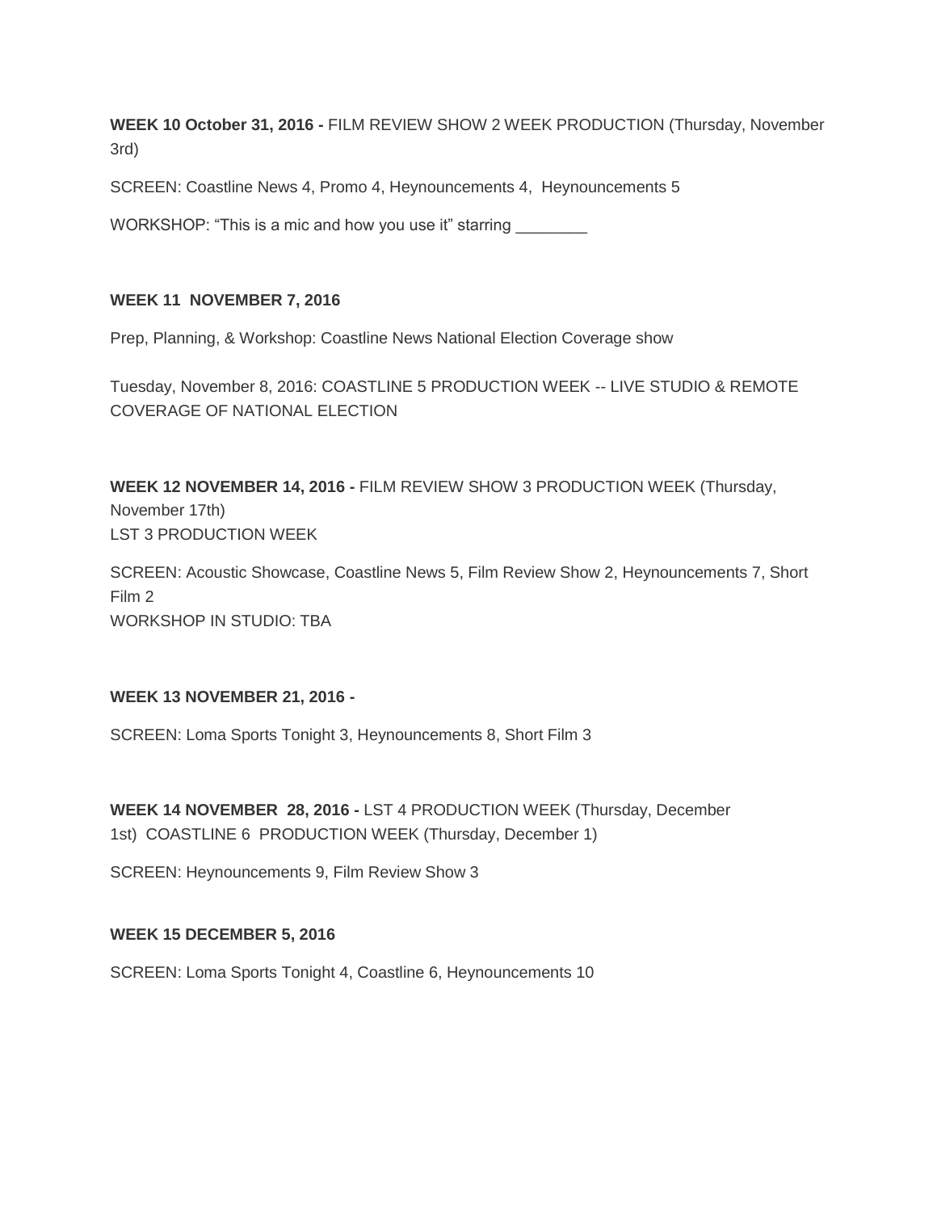**WEEK 10 October 31, 2016 -** FILM REVIEW SHOW 2 WEEK PRODUCTION (Thursday, November 3rd)

SCREEN: Coastline News 4, Promo 4, Heynouncements 4, Heynouncements 5

WORKSHOP: "This is a mic and how you use it" starring ________

**WEEK 11 NOVEMBER 7, 2016**

Prep, Planning, & Workshop: Coastline News National Election Coverage show

Tuesday, November 8, 2016: COASTLINE 5 PRODUCTION WEEK -- LIVE STUDIO & REMOTE COVERAGE OF NATIONAL ELECTION

**WEEK 12 NOVEMBER 14, 2016 -** FILM REVIEW SHOW 3 PRODUCTION WEEK (Thursday, November 17th)
LST 3 PRODUCTION WEEK

SCREEN: Acoustic Showcase, Coastline News 5, Film Review Show 2, Heynouncements 7, Short Film 2
WORKSHOP IN STUDIO: TBA

**WEEK 13 NOVEMBER 21, 2016 -**

SCREEN: Loma Sports Tonight 3, Heynouncements 8, Short Film 3

**WEEK 14 NOVEMBER 28, 2016 -** LST 4 PRODUCTION WEEK (Thursday, December 1st) COASTLINE 6 PRODUCTION WEEK (Thursday, December 1)

SCREEN: Heynouncements 9, Film Review Show 3

**WEEK 15 DECEMBER 5, 2016**

SCREEN: Loma Sports Tonight 4, Coastline 6, Heynouncements 10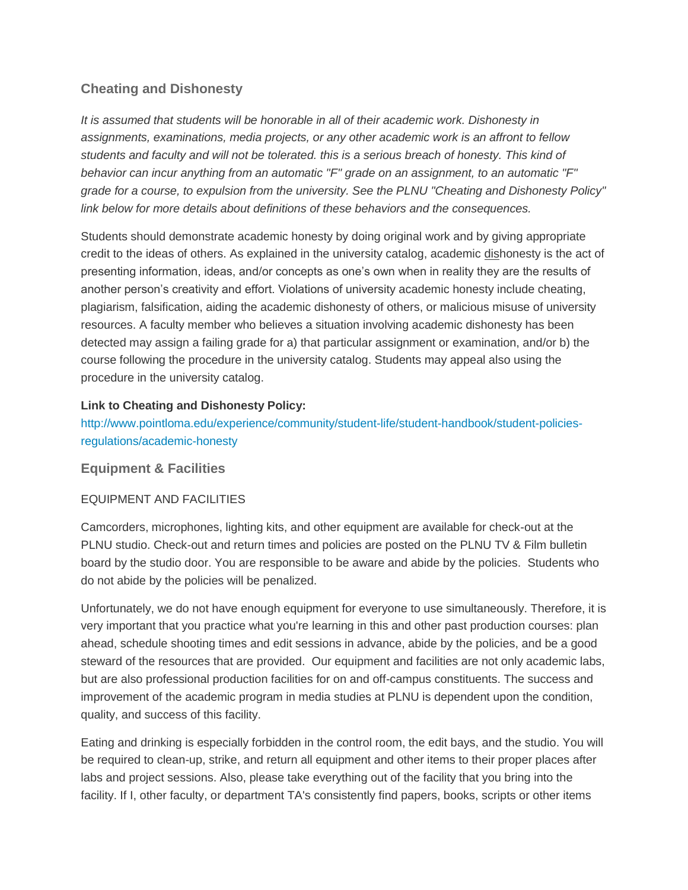## Cheating and Dishonesty

*It is assumed that students will be honorable in all of their academic work. Dishonesty in assignments, examinations, media projects, or any other academic work is an affront to fellow students and faculty and will not be tolerated. this is a serious breach of honesty. This kind of behavior can incur anything from an automatic "F" grade on an assignment, to an automatic "F" grade for a course, to expulsion from the university. See the PLNU "Cheating and Dishonesty Policy" link below for more details about definitions of these behaviors and the consequences.*

Students should demonstrate academic honesty by doing original work and by giving appropriate credit to the ideas of others. As explained in the university catalog, academic dishonesty is the act of presenting information, ideas, and/or concepts as one's own when in reality they are the results of another person's creativity and effort. Violations of university academic honesty include cheating, plagiarism, falsification, aiding the academic dishonesty of others, or malicious misuse of university resources. A faculty member who believes a situation involving academic dishonesty has been detected may assign a failing grade for a) that particular assignment or examination, and/or b) the course following the procedure in the university catalog. Students may appeal also using the procedure in the university catalog.

**Link to Cheating and Dishonesty Policy:**
http://www.pointloma.edu/experience/community/student-life/student-handbook/student-policies-regulations/academic-honesty

## Equipment & Facilities

EQUIPMENT AND FACILITIES

Camcorders, microphones, lighting kits, and other equipment are available for check-out at the PLNU studio. Check-out and return times and policies are posted on the PLNU TV & Film bulletin board by the studio door. You are responsible to be aware and abide by the policies. Students who do not abide by the policies will be penalized.

Unfortunately, we do not have enough equipment for everyone to use simultaneously. Therefore, it is very important that you practice what you're learning in this and other past production courses: plan ahead, schedule shooting times and edit sessions in advance, abide by the policies, and be a good steward of the resources that are provided. Our equipment and facilities are not only academic labs, but are also professional production facilities for on and off-campus constituents. The success and improvement of the academic program in media studies at PLNU is dependent upon the condition, quality, and success of this facility.

Eating and drinking is especially forbidden in the control room, the edit bays, and the studio. You will be required to clean-up, strike, and return all equipment and other items to their proper places after labs and project sessions. Also, please take everything out of the facility that you bring into the facility. If I, other faculty, or department TA's consistently find papers, books, scripts or other items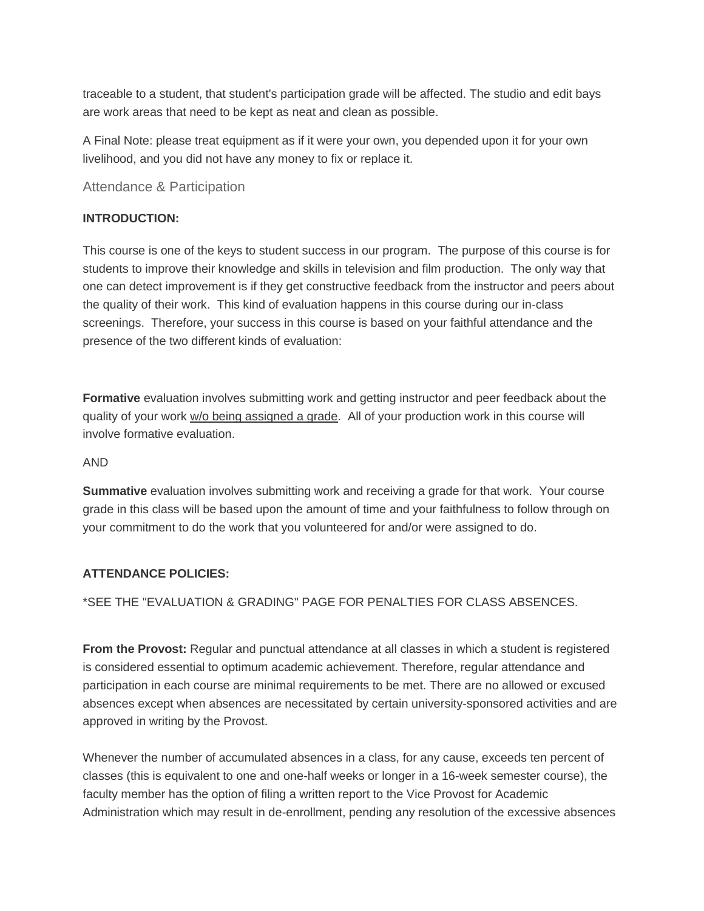traceable to a student, that student's participation grade will be affected. The studio and edit bays are work areas that need to be kept as neat and clean as possible.

A Final Note: please treat equipment as if it were your own, you depended upon it for your own livelihood, and you did not have any money to fix or replace it.

## Attendance & Participation

**INTRODUCTION:**

This course is one of the keys to student success in our program. The purpose of this course is for students to improve their knowledge and skills in television and film production. The only way that one can detect improvement is if they get constructive feedback from the instructor and peers about the quality of their work. This kind of evaluation happens in this course during our in-class screenings. Therefore, your success in this course is based on your faithful attendance and the presence of the two different kinds of evaluation:

**Formative** evaluation involves submitting work and getting instructor and peer feedback about the quality of your work <u>w/o being assigned a grade</u>. All of your production work in this course will involve formative evaluation.

AND

**Summative** evaluation involves submitting work and receiving a grade for that work. Your course grade in this class will be based upon the amount of time and your faithfulness to follow through on your commitment to do the work that you volunteered for and/or were assigned to do.

**ATTENDANCE POLICIES:**

*SEE THE "EVALUATION & GRADING" PAGE FOR PENALTIES FOR CLASS ABSENCES.

**From the Provost:** Regular and punctual attendance at all classes in which a student is registered is considered essential to optimum academic achievement. Therefore, regular attendance and participation in each course are minimal requirements to be met. There are no allowed or excused absences except when absences are necessitated by certain university-sponsored activities and are approved in writing by the Provost.

Whenever the number of accumulated absences in a class, for any cause, exceeds ten percent of classes (this is equivalent to one and one-half weeks or longer in a 16-week semester course), the faculty member has the option of filing a written report to the Vice Provost for Academic Administration which may result in de-enrollment, pending any resolution of the excessive absences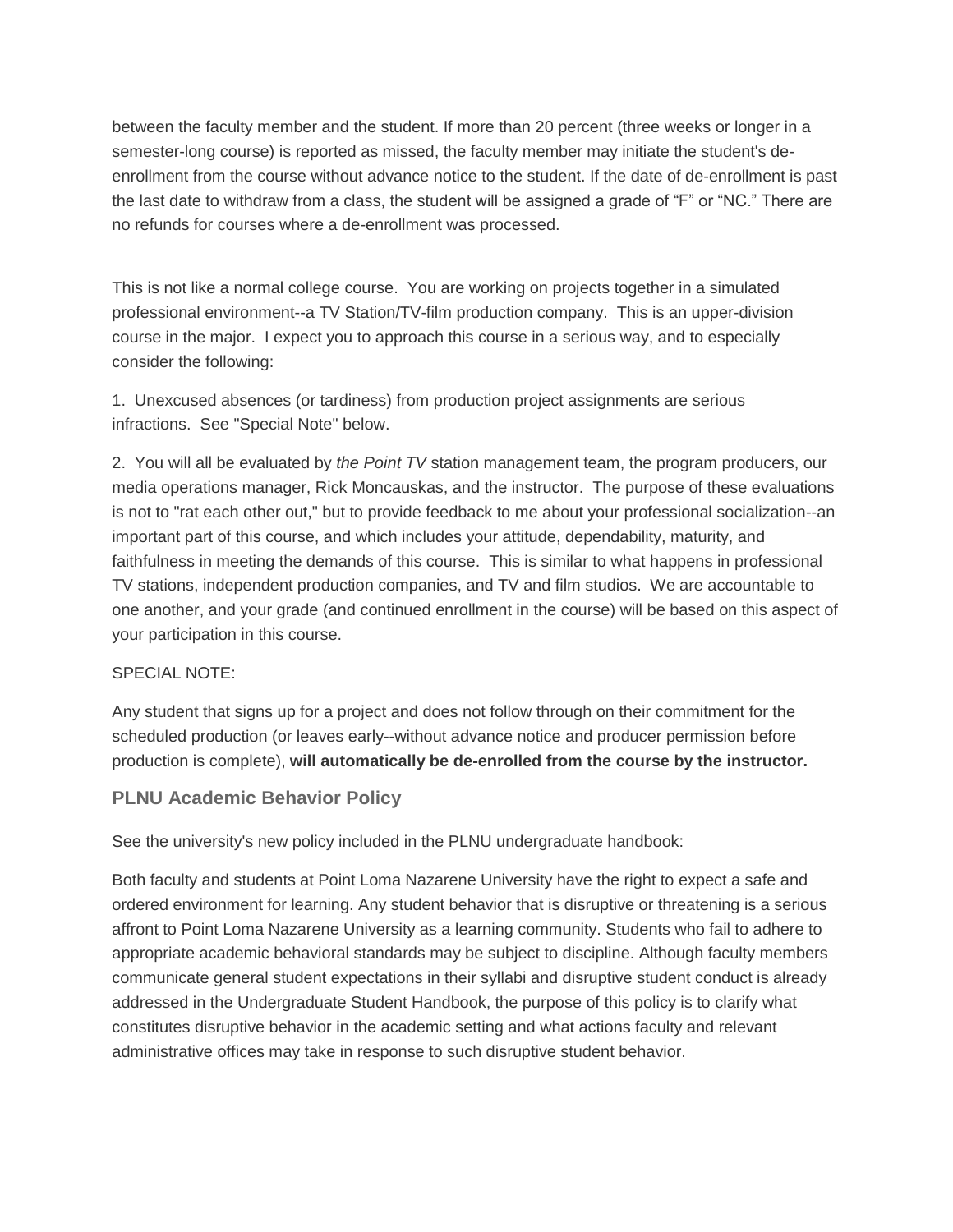between the faculty member and the student. If more than 20 percent (three weeks or longer in a semester-long course) is reported as missed, the faculty member may initiate the student's de-enrollment from the course without advance notice to the student. If the date of de-enrollment is past the last date to withdraw from a class, the student will be assigned a grade of "F" or "NC." There are no refunds for courses where a de-enrollment was processed.

This is not like a normal college course. You are working on projects together in a simulated professional environment--a TV Station/TV-film production company. This is an upper-division course in the major. I expect you to approach this course in a serious way, and to especially consider the following:

1. Unexcused absences (or tardiness) from production project assignments are serious infractions. See "Special Note" below.

2. You will all be evaluated by *the Point TV* station management team, the program producers, our media operations manager, Rick Moncauskas, and the instructor. The purpose of these evaluations is not to "rat each other out," but to provide feedback to me about your professional socialization--an important part of this course, and which includes your attitude, dependability, maturity, and faithfulness in meeting the demands of this course. This is similar to what happens in professional TV stations, independent production companies, and TV and film studios. We are accountable to one another, and your grade (and continued enrollment in the course) will be based on this aspect of your participation in this course.

SPECIAL NOTE:

Any student that signs up for a project and does not follow through on their commitment for the scheduled production (or leaves early--without advance notice and producer permission before production is complete), **will automatically be de-enrolled from the course by the instructor.**

### PLNU Academic Behavior Policy

See the university's new policy included in the PLNU undergraduate handbook:

Both faculty and students at Point Loma Nazarene University have the right to expect a safe and ordered environment for learning. Any student behavior that is disruptive or threatening is a serious affront to Point Loma Nazarene University as a learning community. Students who fail to adhere to appropriate academic behavioral standards may be subject to discipline. Although faculty members communicate general student expectations in their syllabi and disruptive student conduct is already addressed in the Undergraduate Student Handbook, the purpose of this policy is to clarify what constitutes disruptive behavior in the academic setting and what actions faculty and relevant administrative offices may take in response to such disruptive student behavior.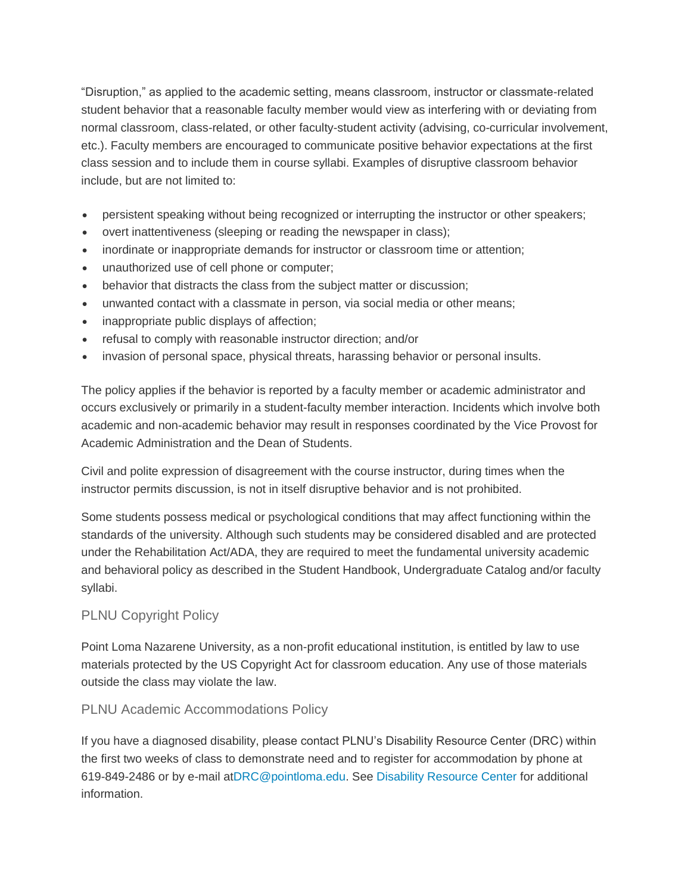"Disruption," as applied to the academic setting, means classroom, instructor or classmate-related student behavior that a reasonable faculty member would view as interfering with or deviating from normal classroom, class-related, or other faculty-student activity (advising, co-curricular involvement, etc.). Faculty members are encouraged to communicate positive behavior expectations at the first class session and to include them in course syllabi. Examples of disruptive classroom behavior include, but are not limited to:

- persistent speaking without being recognized or interrupting the instructor or other speakers;
- overt inattentiveness (sleeping or reading the newspaper in class);
- inordinate or inappropriate demands for instructor or classroom time or attention;
- unauthorized use of cell phone or computer;
- behavior that distracts the class from the subject matter or discussion;
- unwanted contact with a classmate in person, via social media or other means;
- inappropriate public displays of affection;
- refusal to comply with reasonable instructor direction; and/or
- invasion of personal space, physical threats, harassing behavior or personal insults.

The policy applies if the behavior is reported by a faculty member or academic administrator and occurs exclusively or primarily in a student-faculty member interaction. Incidents which involve both academic and non-academic behavior may result in responses coordinated by the Vice Provost for Academic Administration and the Dean of Students.

Civil and polite expression of disagreement with the course instructor, during times when the instructor permits discussion, is not in itself disruptive behavior and is not prohibited.

Some students possess medical or psychological conditions that may affect functioning within the standards of the university. Although such students may be considered disabled and are protected under the Rehabilitation Act/ADA, they are required to meet the fundamental university academic and behavioral policy as described in the Student Handbook, Undergraduate Catalog and/or faculty syllabi.

### PLNU Copyright Policy

Point Loma Nazarene University, as a non-profit educational institution, is entitled by law to use materials protected by the US Copyright Act for classroom education. Any use of those materials outside the class may violate the law.

### PLNU Academic Accommodations Policy

If you have a diagnosed disability, please contact PLNU's Disability Resource Center (DRC) within the first two weeks of class to demonstrate need and to register for accommodation by phone at 619-849-2486 or by e-mail atDRC@pointloma.edu. See Disability Resource Center for additional information.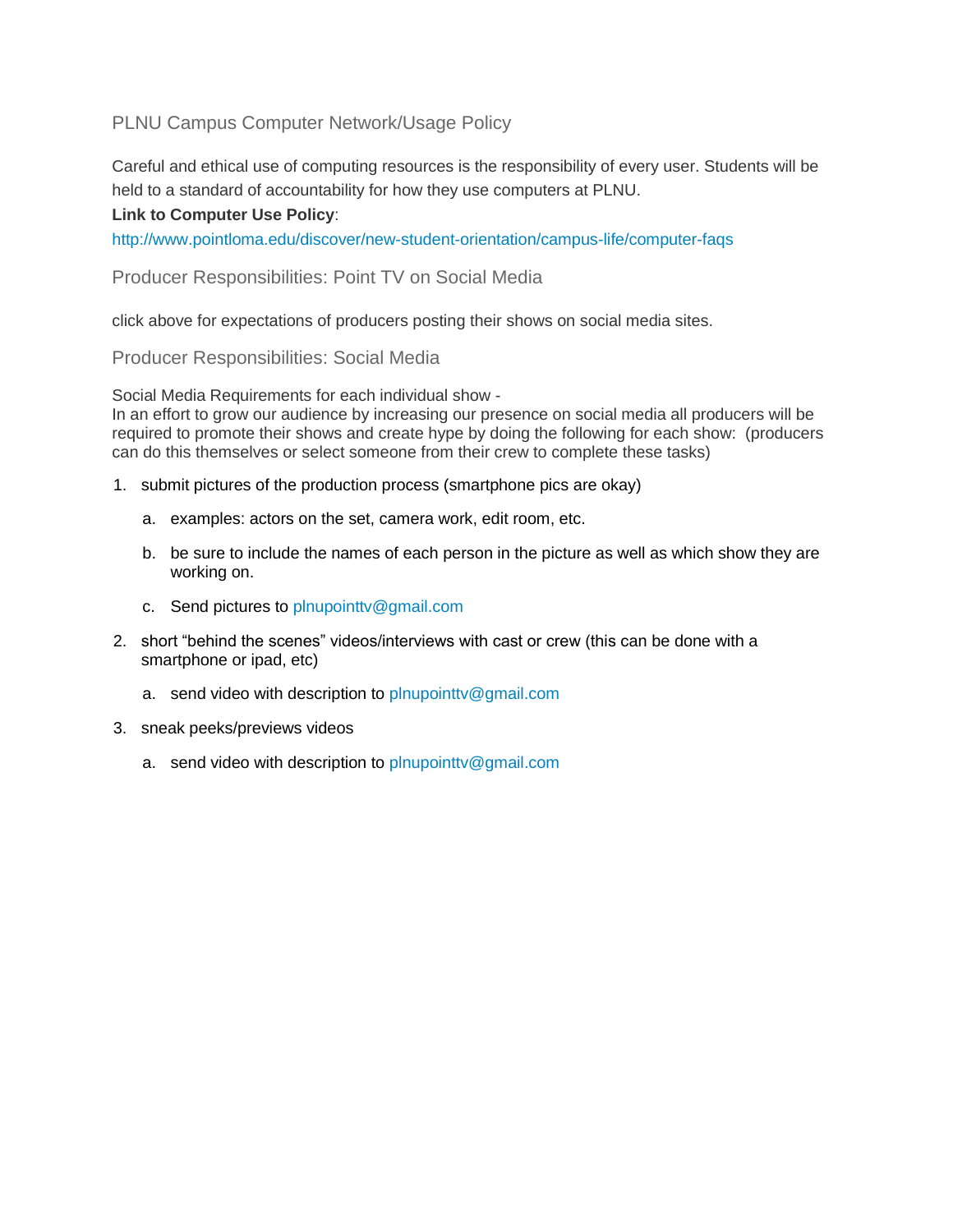## PLNU Campus Computer Network/Usage Policy

Careful and ethical use of computing resources is the responsibility of every user. Students will be held to a standard of accountability for how they use computers at PLNU.

**Link to Computer Use Policy**:

http://www.pointloma.edu/discover/new-student-orientation/campus-life/computer-faqs

## Producer Responsibilities: Point TV on Social Media

click above for expectations of producers posting their shows on social media sites.

## Producer Responsibilities: Social Media

Social Media Requirements for each individual show -
In an effort to grow our audience by increasing our presence on social media all producers will be required to promote their shows and create hype by doing the following for each show: (producers can do this themselves or select someone from their crew to complete these tasks)

1. submit pictures of the production process (smartphone pics are okay)
   a. examples: actors on the set, camera work, edit room, etc.
   b. be sure to include the names of each person in the picture as well as which show they are working on.
   c. Send pictures to plnupointtv@gmail.com
2. short “behind the scenes” videos/interviews with cast or crew (this can be done with a smartphone or ipad, etc)
   a. send video with description to plnupointtv@gmail.com
3. sneak peeks/previews videos
   a. send video with description to plnupointtv@gmail.com